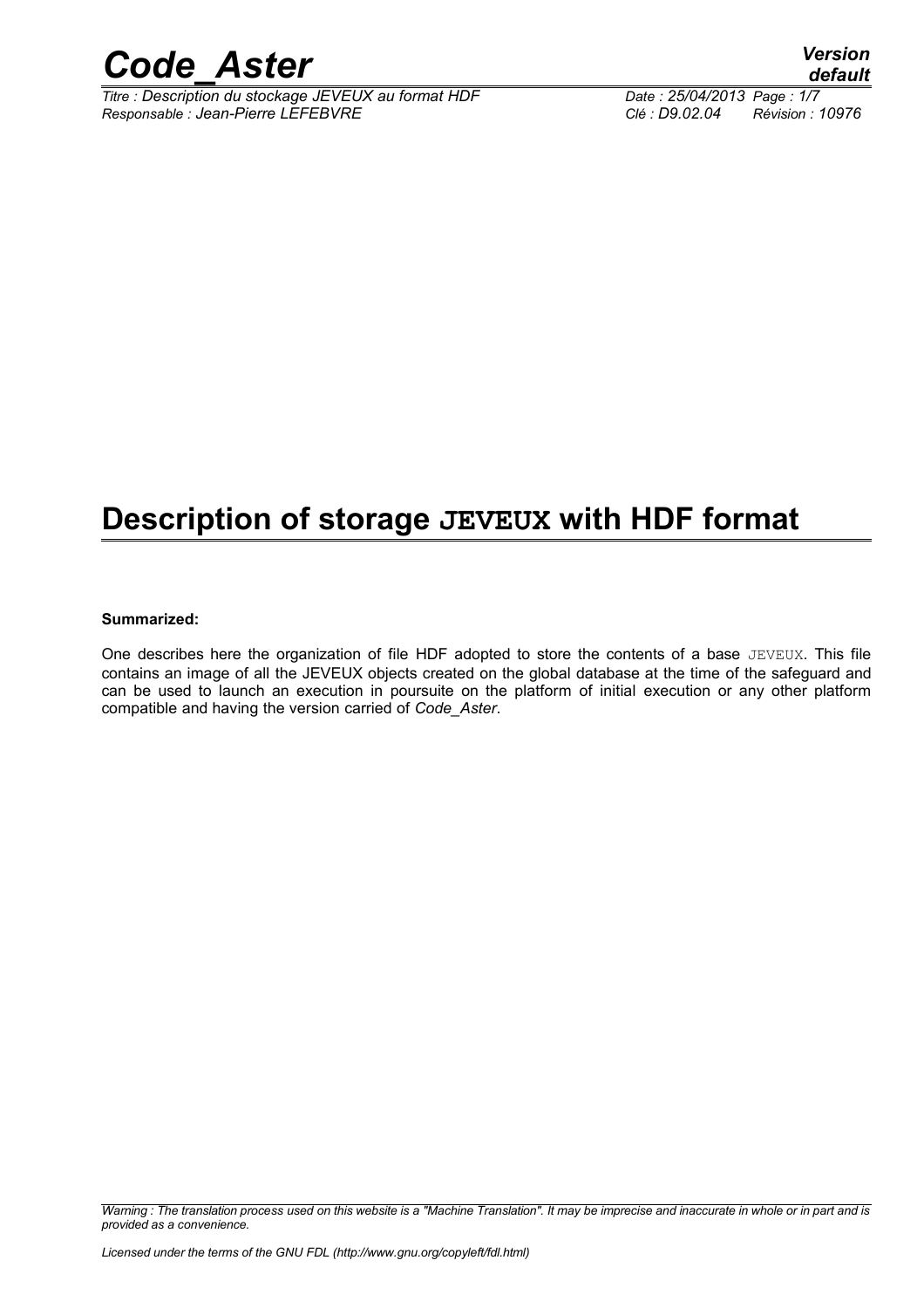# Description of storage JEVEUX with HDF format

**Summarized:**

One describes here the organization of file HDF adopted to store the contents of a base JEVEUX. This file contains an image of all the JEVEUX objects created on the global database at the time of the safeguard and can be used to launch an execution in poursuite on the platform of initial execution or any other platform compatible and having the version carried of *Code_Aster*.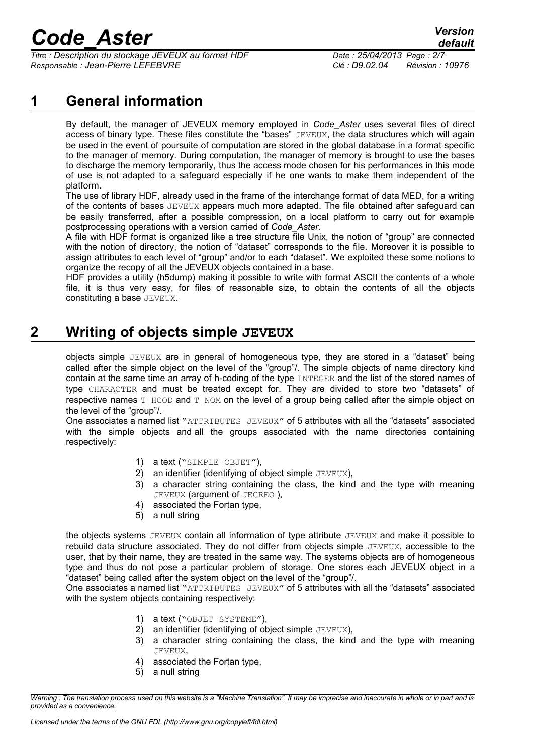# 1 General information

By default, the manager of JEVEUX memory employed in *Code_Aster* uses several files of direct access of binary type. These files constitute the "bases" JEVEUX, the data structures which will again be used in the event of poursuite of computation are stored in the global database in a format specific to the manager of memory. During computation, the manager of memory is brought to use the bases to discharge the memory temporarily, thus the access mode chosen for his performances in this mode of use is not adapted to a safeguard especially if he one wants to make them independent of the platform.

The use of library HDF, already used in the frame of the interchange format of data MED, for a writing of the contents of bases JEVEUX appears much more adapted. The file obtained after safeguard can be easily transferred, after a possible compression, on a local platform to carry out for example postprocessing operations with a version carried of *Code_Aster*.

A file with HDF format is organized like a tree structure file Unix, the notion of "group" are connected with the notion of directory, the notion of "dataset" corresponds to the file. Moreover it is possible to assign attributes to each level of "group" and/or to each "dataset". We exploited these some notions to organize the recopy of all the JEVEUX objects contained in a base.

HDF provides a utility (h5dump) making it possible to write with format ASCII the contents of a whole file, it is thus very easy, for files of reasonable size, to obtain the contents of all the objects constituting a base JEVEUX.

# 2 Writing of objects simple JEVEUX

objects simple JEVEUX are in general of homogeneous type, they are stored in a "dataset" being called after the simple object on the level of the "group"/. The simple objects of name directory kind contain at the same time an array of h-coding of the type INTEGER and the list of the stored names of type CHARACTER and must be treated except for. They are divided to store two "datasets" of respective names T_HCOD and T_NOM on the level of a group being called after the simple object on the level of the "group"/.

One associates a named list "ATTRIBUTES JEVEUX" of 5 attributes with all the "datasets" associated with the simple objects and all the groups associated with the name directories containing respectively:

1) a text ("SIMPLE OBJET"),
2) an identifier (identifying of object simple JEVEUX),
3) a character string containing the class, the kind and the type with meaning JEVEUX (argument of JECREO ),
4) associated the Fortan type,
5) a null string

the objects systems JEVEUX contain all information of type attribute JEVEUX and make it possible to rebuild data structure associated. They do not differ from objects simple JEVEUX, accessible to the user, that by their name, they are treated in the same way. The systems objects are of homogeneous type and thus do not pose a particular problem of storage. One stores each JEVEUX object in a "dataset" being called after the system object on the level of the "group"/.

One associates a named list "ATTRIBUTES JEVEUX" of 5 attributes with all the "datasets" associated with the system objects containing respectively:

1) a text ("OBJET SYSTEME"),
2) an identifier (identifying of object simple JEVEUX),
3) a character string containing the class, the kind and the type with meaning JEVEUX,
4) associated the Fortan type,
5) a null string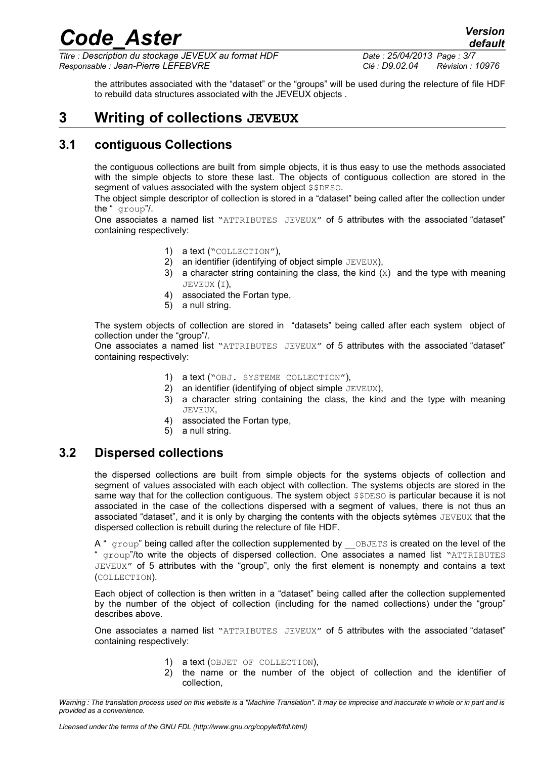the attributes associated with the "dataset" or the "groups" will be used during the relecture of file HDF to rebuild data structures associated with the JEVEUX objects .

# 3 Writing of collections JEVEUX

## 3.1 contiguous Collections

the contiguous collections are built from simple objects, it is thus easy to use the methods associated with the simple objects to store these last. The objects of contiguous collection are stored in the segment of values associated with the system object $$DESO.

The object simple descriptor of collection is stored in a "dataset" being called after the collection under the " group"/.

One associates a named list "ATTRIBUTES JEVEUX" of 5 attributes with the associated "dataset" containing respectively:

1) a text ("COLLECTION"),
2) an identifier (identifying of object simple JEVEUX),
3) a character string containing the class, the kind (X) and the type with meaning JEVEUX (I),
4) associated the Fortan type,
5) a null string.

The system objects of collection are stored in "datasets" being called after each system object of collection under the "group"/.

One associates a named list "ATTRIBUTES JEVEUX" of 5 attributes with the associated "dataset" containing respectively:

1) a text ("OBJ. SYSTEME COLLECTION"),
2) an identifier (identifying of object simple JEVEUX),
3) a character string containing the class, the kind and the type with meaning JEVEUX,
4) associated the Fortan type,
5) a null string.

## 3.2 Dispersed collections

the dispersed collections are built from simple objects for the systems objects of collection and segment of values associated with each object with collection. The systems objects are stored in the same way that for the collection contiguous. The system object $$DESO is particular because it is not associated in the case of the collections dispersed with a segment of values, there is not thus an associated "dataset", and it is only by charging the contents with the objects sytèmes JEVEUX that the dispersed collection is rebuilt during the relecture of file HDF.

A " group" being called after the collection supplemented by __OBJETS is created on the level of the " group"/to write the objects of dispersed collection. One associates a named list "ATTRIBUTES JEVEUX" of 5 attributes with the "group", only the first element is nonempty and contains a text (COLLECTION).

Each object of collection is then written in a "dataset" being called after the collection supplemented by the number of the object of collection (including for the named collections) under the "group" describes above.

One associates a named list "ATTRIBUTES JEVEUX" of 5 attributes with the associated "dataset" containing respectively:

1) a text (OBJET OF COLLECTION),
2) the name or the number of the object of collection and the identifier of collection,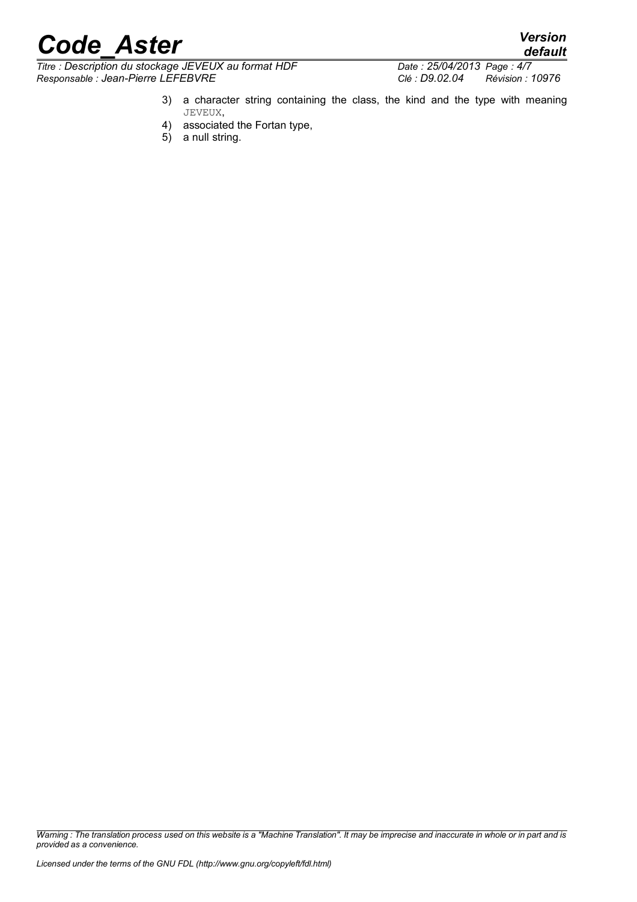3) a character string containing the class, the kind and the type with meaning `JEVEUX`,
4) associated the Fortan type,
5) a null string.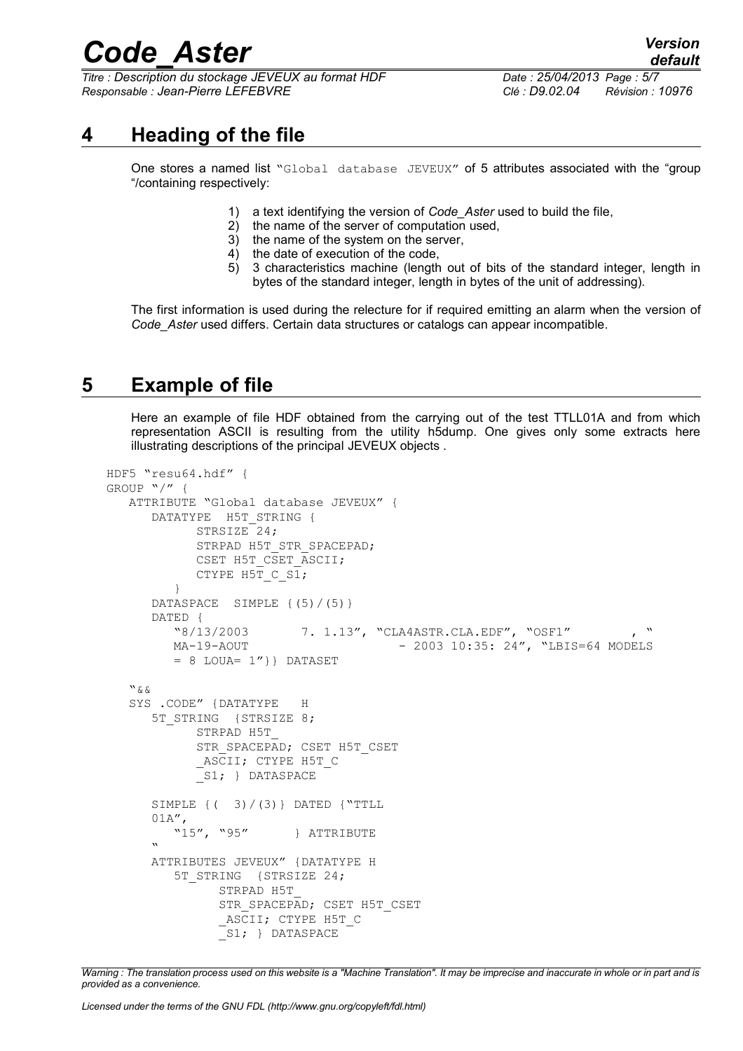# 4 Heading of the file

One stores a named list "Global database JEVEUX" of 5 attributes associated with the "group "/containing respectively:

1) a text identifying the version of *Code_Aster* used to build the file,
2) the name of the server of computation used,
3) the name of the system on the server,
4) the date of execution of the code,
5) 3 characteristics machine (length out of bits of the standard integer, length in bytes of the standard integer, length in bytes of the unit of addressing).

The first information is used during the relecture for if required emitting an alarm when the version of *Code_Aster* used differs. Certain data structures or catalogs can appear incompatible.

# 5 Example of file

Here an example of file HDF obtained from the carrying out of the test TTLL01A and from which representation ASCII is resulting from the utility h5dump. One gives only some extracts here illustrating descriptions of the principal JEVEUX objects .

```
HDF5 "resu64.hdf" {
GROUP "/" {
   ATTRIBUTE "Global database JEVEUX" {
      DATATYPE  H5T_STRING {
            STRSIZE 24;
            STRPAD H5T_STR_SPACEPAD;
            CSET H5T_CSET_ASCII;
            CTYPE H5T_C_S1;
         }
      DATASPACE  SIMPLE {(5)/(5)}
      DATED {
         "8/13/2003        7. 1.13", "CLA4ASTR.CLA.EDF", "OSF1"        , "
         MA-19-AOUT                      - 2003 10:35: 24", "LBIS=64 MODELS
         = 8 LOUA= 1"}} DATASET

   "&&
   SYS .CODE" {DATATYPE   H
      5T_STRING  {STRSIZE 8;
            STRPAD H5T_
            STR_SPACEPAD; CSET H5T_CSET
            _ASCII; CTYPE H5T_C
            _S1; } DATASPACE

      SIMPLE {(  3)/(3)} DATED {"TTLL
      01A",
         "15", "95"       } ATTRIBUTE
      "
      ATTRIBUTES JEVEUX" {DATATYPE H
         5T_STRING  {STRSIZE 24;
               STRPAD H5T_
               STR_SPACEPAD; CSET H5T_CSET
               _ASCII; CTYPE H5T_C
               _S1; } DATASPACE
```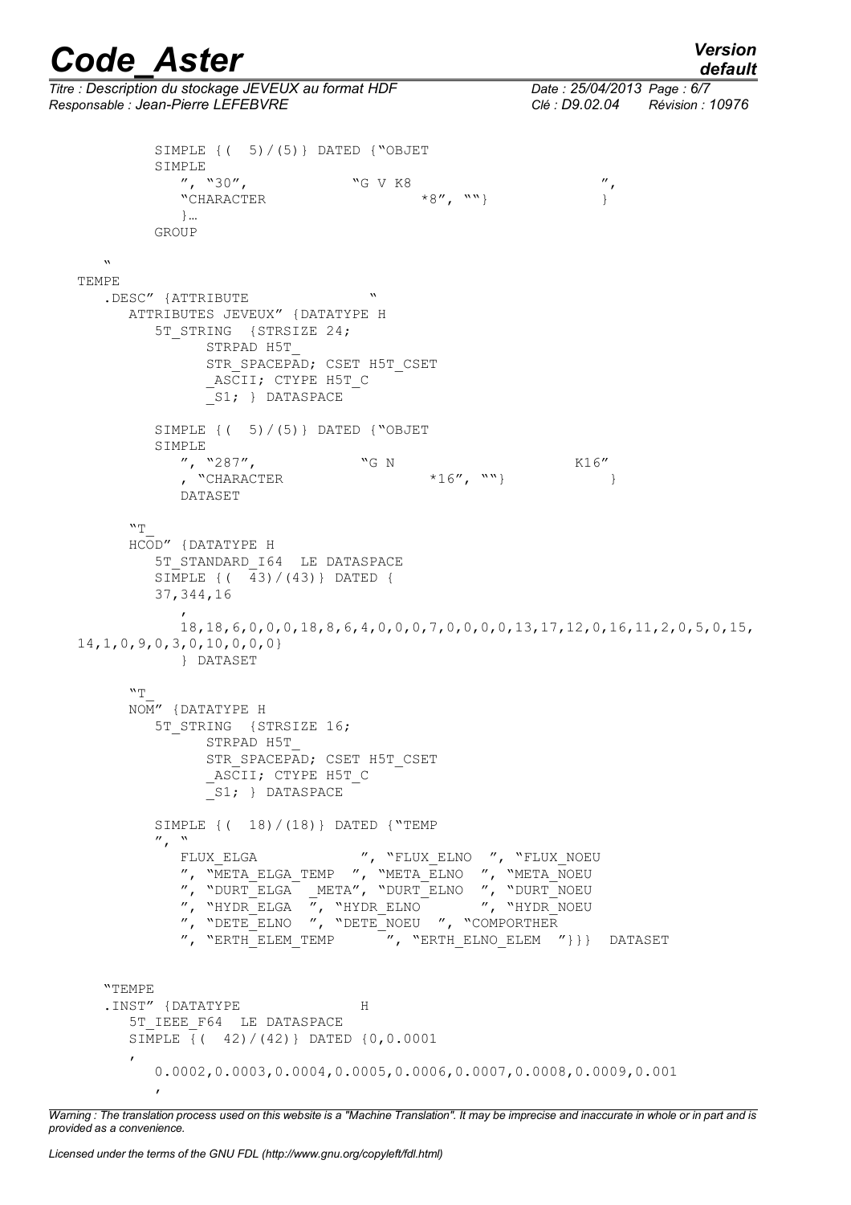```
          SIMPLE {( 5)/(5)} DATED {"OBJET
          SIMPLE
             ", "30",            "G V K8                        ",
             "CHARACTER                  *8", ""}                 }
             }…
          GROUP

     "
   TEMPE
      .DESC" {ATTRIBUTE                 "
        ATTRIBUTES JEVEUX" {DATATYPE H
          5T_STRING  {STRSIZE 24;
                STRPAD H5T_
                STR_SPACEPAD; CSET H5T_CSET
                _ASCII; CTYPE H5T_C
                _S1; } DATASPACE

          SIMPLE {( 5)/(5)} DATED {"OBJET
          SIMPLE
             ", "287",           "G N                         K16"
             , "CHARACTER                 *16", ""}               }
             DATASET

        "T_
        HCOD" {DATATYPE H
           5T_STANDARD_I64  LE DATASPACE
           SIMPLE {( 43)/(43)} DATED {
           37,344,16
              ,
              18,18,6,0,0,0,18,8,6,4,0,0,0,7,0,0,0,0,13,17,12,0,16,11,2,0,5,0,15,
   14,1,0,9,0,3,0,10,0,0,0}
              } DATASET

        "T_
        NOM" {DATATYPE H
           5T_STRING  {STRSIZE 16;
                STRPAD H5T_
                STR_SPACEPAD; CSET H5T_CSET
                _ASCII; CTYPE H5T_C
                _S1; } DATASPACE

           SIMPLE {( 18)/(18)} DATED {"TEMP
           ", "
              FLUX_ELGA           ", "FLUX_ELNO  ", "FLUX_NOEU
              ", "META_ELGA_TEMP  ", "META_ELNO  ", "META_NOEU
              ", "DURT_ELGA  _META", "DURT_ELNO  ", "DURT_NOEU
              ", "HYDR_ELGA  ", "HYDR_ELNO       ", "HYDR_NOEU
              ", "DETE_ELNO  ", "DETE_NOEU  ", "COMPORTHER
              ", "ERTH_ELEM_TEMP      ", "ERTH_ELNO_ELEM  "}}}  DATASET


     "TEMPE
     .INST" {DATATYPE              H
        5T_IEEE_F64  LE DATASPACE
        SIMPLE {( 42)/(42)} DATED {0,0.0001
        ,
           0.0002,0.0003,0.0004,0.0005,0.0006,0.0007,0.0008,0.0009,0.001
           ,
```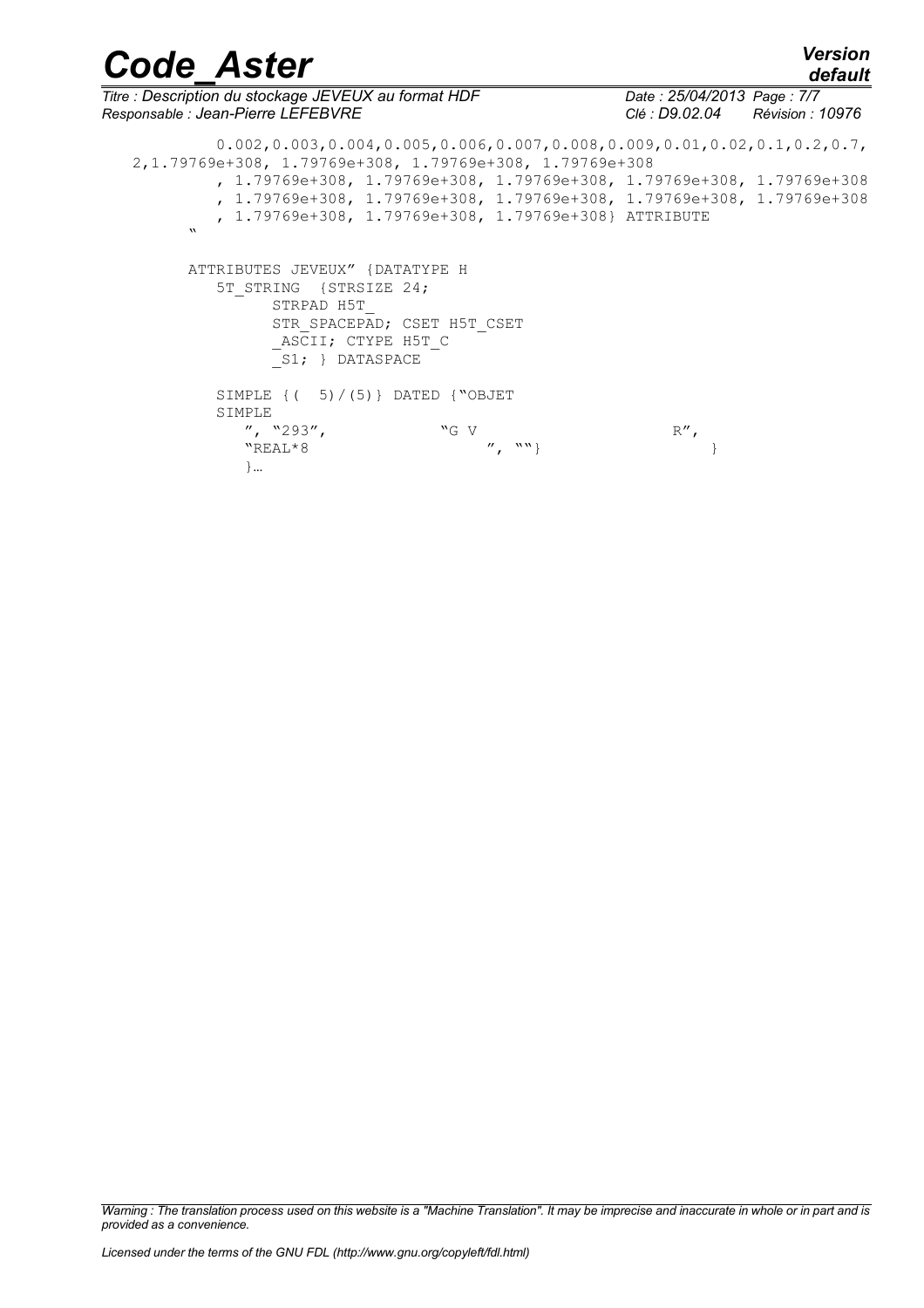```
          0.002,0.003,0.004,0.005,0.006,0.007,0.008,0.009,0.01,0.02,0.1,0.2,0.7,
   2,1.79769e+308, 1.79769e+308, 1.79769e+308, 1.79769e+308
          , 1.79769e+308, 1.79769e+308, 1.79769e+308, 1.79769e+308, 1.79769e+308
          , 1.79769e+308, 1.79769e+308, 1.79769e+308, 1.79769e+308, 1.79769e+308
          , 1.79769e+308, 1.79769e+308, 1.79769e+308} ATTRIBUTE
       "

       ATTRIBUTES JEVEUX" {DATATYPE H
          5T_STRING  {STRSIZE 24;
                STRPAD H5T_
                STR_SPACEPAD; CSET H5T_CSET
                _ASCII; CTYPE H5T_C
                _S1; } DATASPACE

          SIMPLE {(  5)/(5)} DATED {"OBJET
          SIMPLE
             ", "293",            "G V                         R",
             "REAL*8                     ", ""}                        }
             }…
```